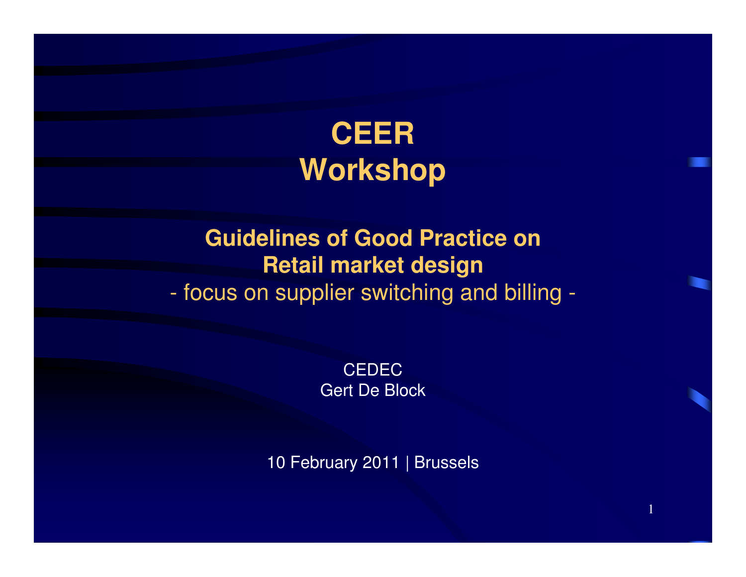# CEER Workshop

## Guidelines of Good Practice on Retail market design

- focus on supplier switching and billing -

CEDEC
Gert De Block

10 February 2011 | Brussels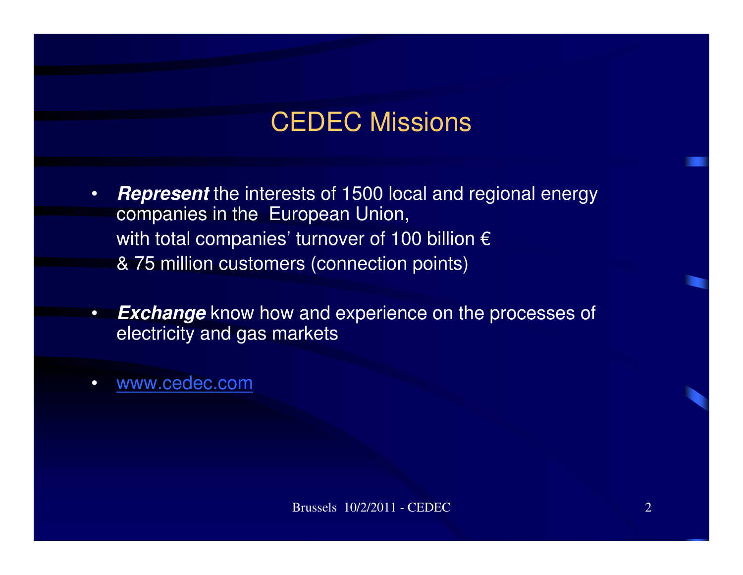# CEDEC Missions

- ***Represent*** the interests of 1500 local and regional energy companies in the European Union,
  with total companies' turnover of 100 billion €
  & 75 million customers (connection points)

- ***Exchange*** know how and experience on the processes of electricity and gas markets

- www.cedec.com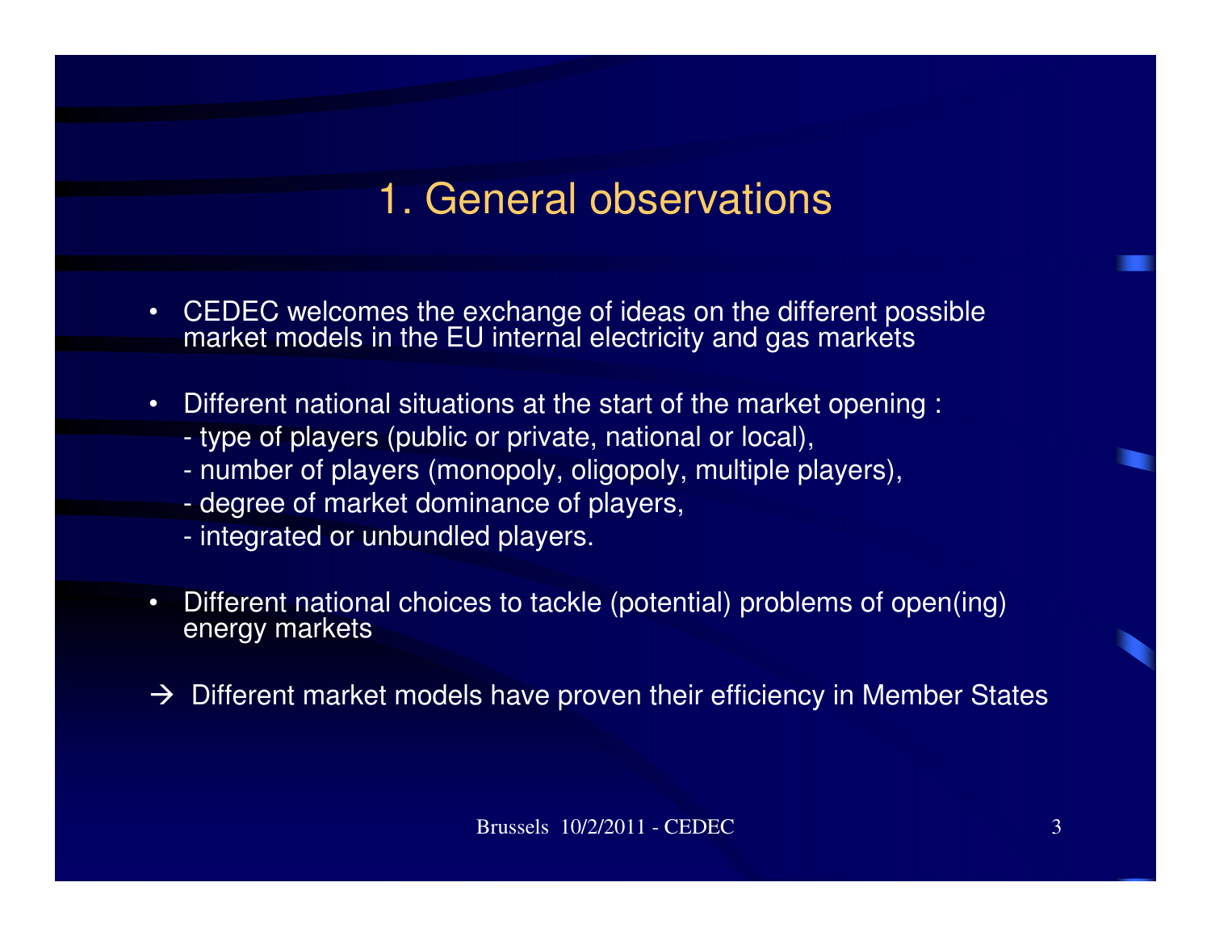# 1. General observations

- CEDEC welcomes the exchange of ideas on the different possible market models in the EU internal electricity and gas markets
- Different national situations at the start of the market opening :
  - type of players (public or private, national or local),
  - number of players (monopoly, oligopoly, multiple players),
  - degree of market dominance of players,
  - integrated or unbundled players.
- Different national choices to tackle (potential) problems of open(ing) energy markets

→ Different market models have proven their efficiency in Member States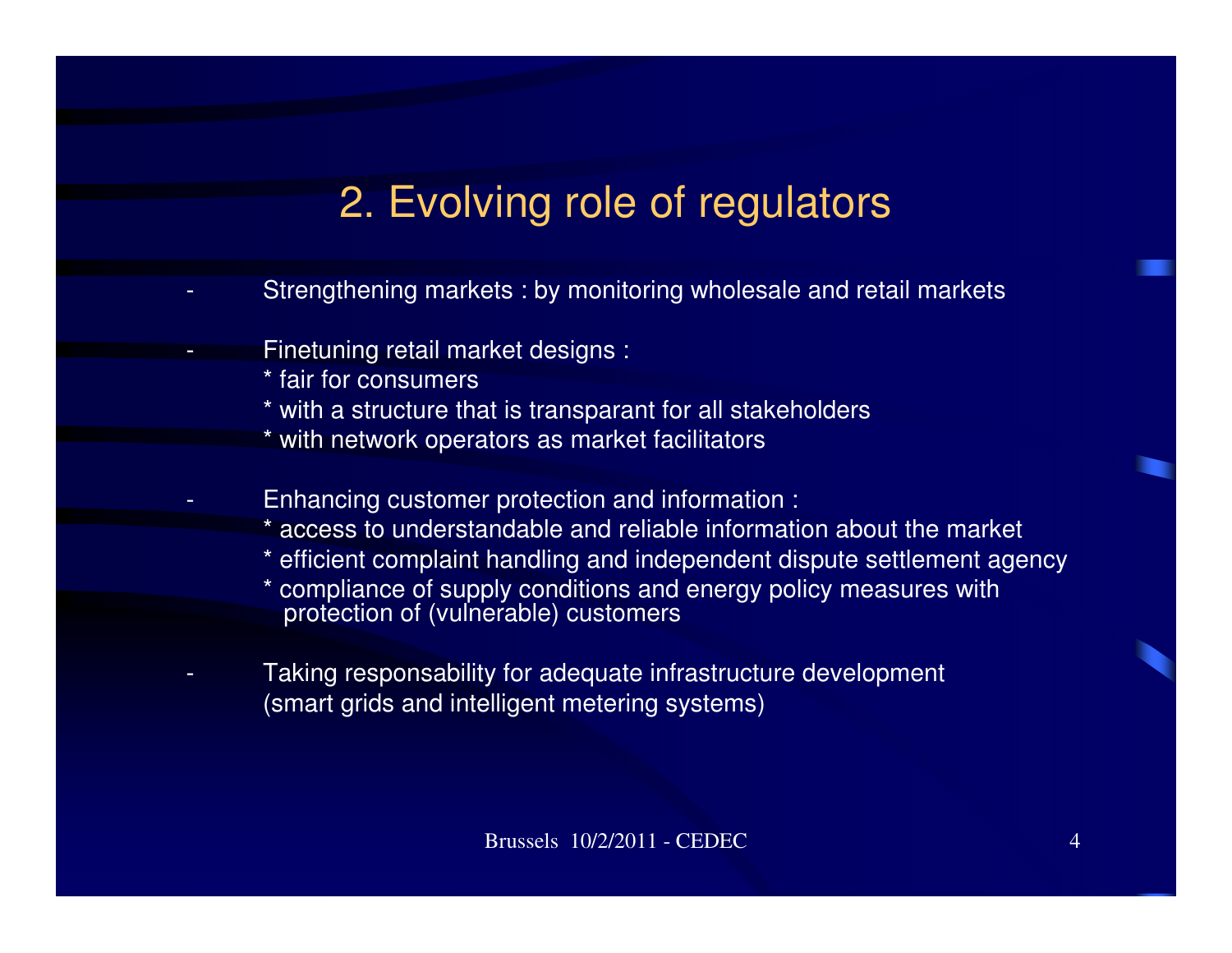## 2. Evolving role of regulators

- Strengthening markets : by monitoring wholesale and retail markets

- Finetuning retail market designs :
  * fair for consumers
  * with a structure that is transparant for all stakeholders
  * with network operators as market facilitators

- Enhancing customer protection and information :
  * access to understandable and reliable information about the market
  * efficient complaint handling and independent dispute settlement agency
  * compliance of supply conditions and energy policy measures with protection of (vulnerable) customers

- Taking responsability for adequate infrastructure development (smart grids and intelligent metering systems)

Brussels 10/2/2011 - CEDEC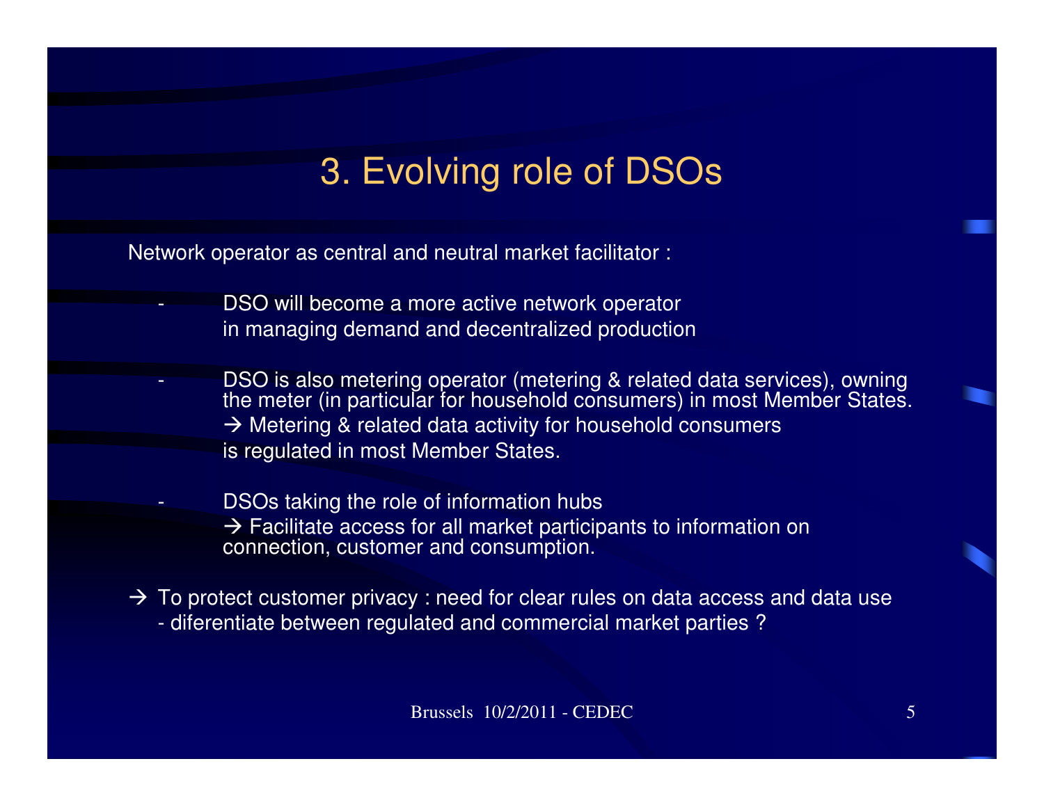# 3. Evolving role of DSOs

Network operator as central and neutral market facilitator :

- DSO will become a more active network operator in managing demand and decentralized production

- DSO is also metering operator (metering & related data services), owning the meter (in particular for household consumers) in most Member States.
  → Metering & related data activity for household consumers is regulated in most Member States.

- DSOs taking the role of information hubs
  → Facilitate access for all market participants to information on connection, customer and consumption.

→ To protect customer privacy : need for clear rules on data access and data use
- diferentiate between regulated and commercial market parties ?

Brussels 10/2/2011 - CEDEC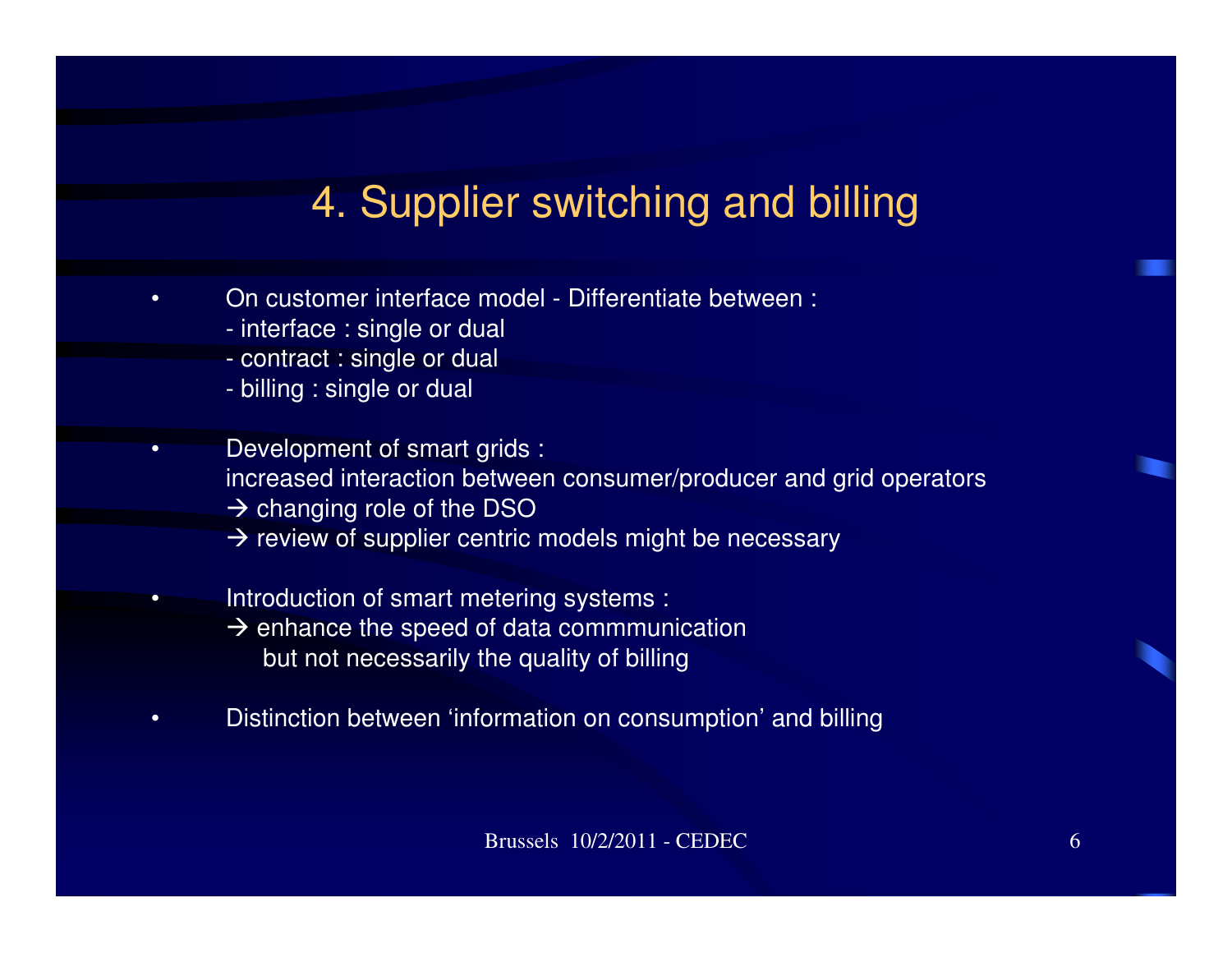# 4. Supplier switching and billing

- On customer interface model - Differentiate between :
  - interface : single or dual
  - contract : single or dual
  - billing : single or dual
- Development of smart grids :
  increased interaction between consumer/producer and grid operators
  → changing role of the DSO
  → review of supplier centric models might be necessary
- Introduction of smart metering systems :
  → enhance the speed of data commmunication
  but not necessarily the quality of billing
- Distinction between 'information on consumption' and billing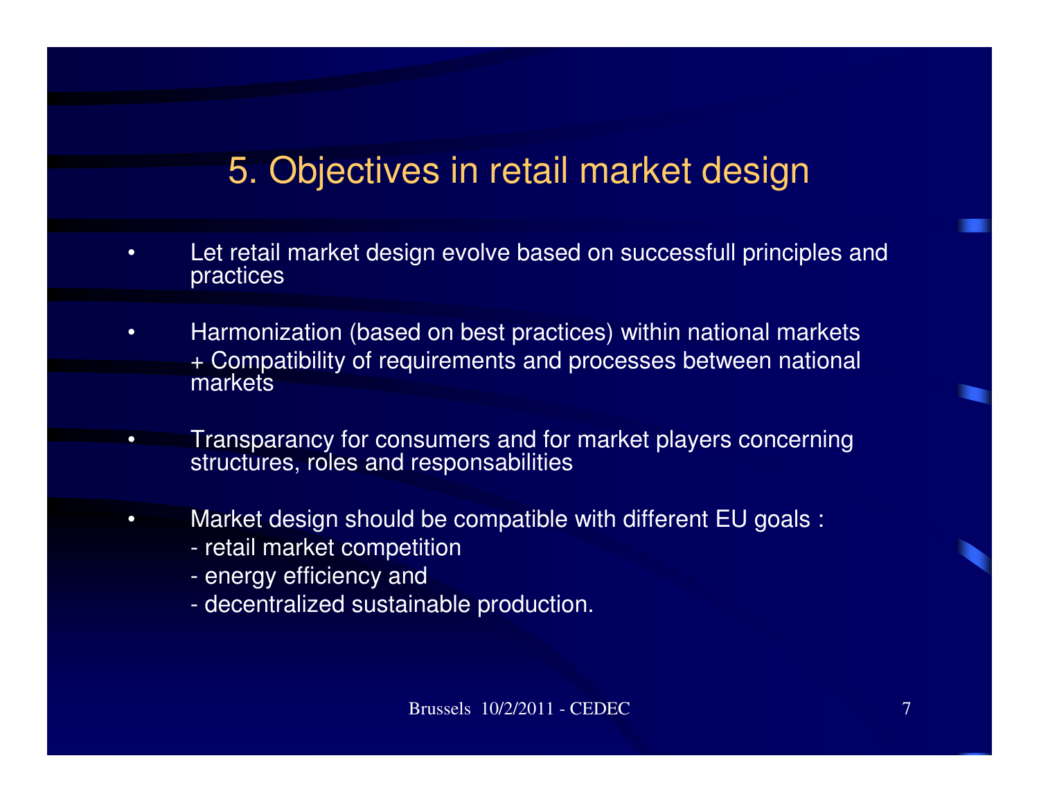# 5. Objectives in retail market design

- Let retail market design evolve based on successfull principles and practices

- Harmonization (based on best practices) within national markets
  + Compatibility of requirements and processes between national markets

- Transparancy for consumers and for market players concerning structures, roles and responsabilities

- Market design should be compatible with different EU goals :
  - retail market competition
  - energy efficiency and
  - decentralized sustainable production.

Brussels 10/2/2011 - CEDEC